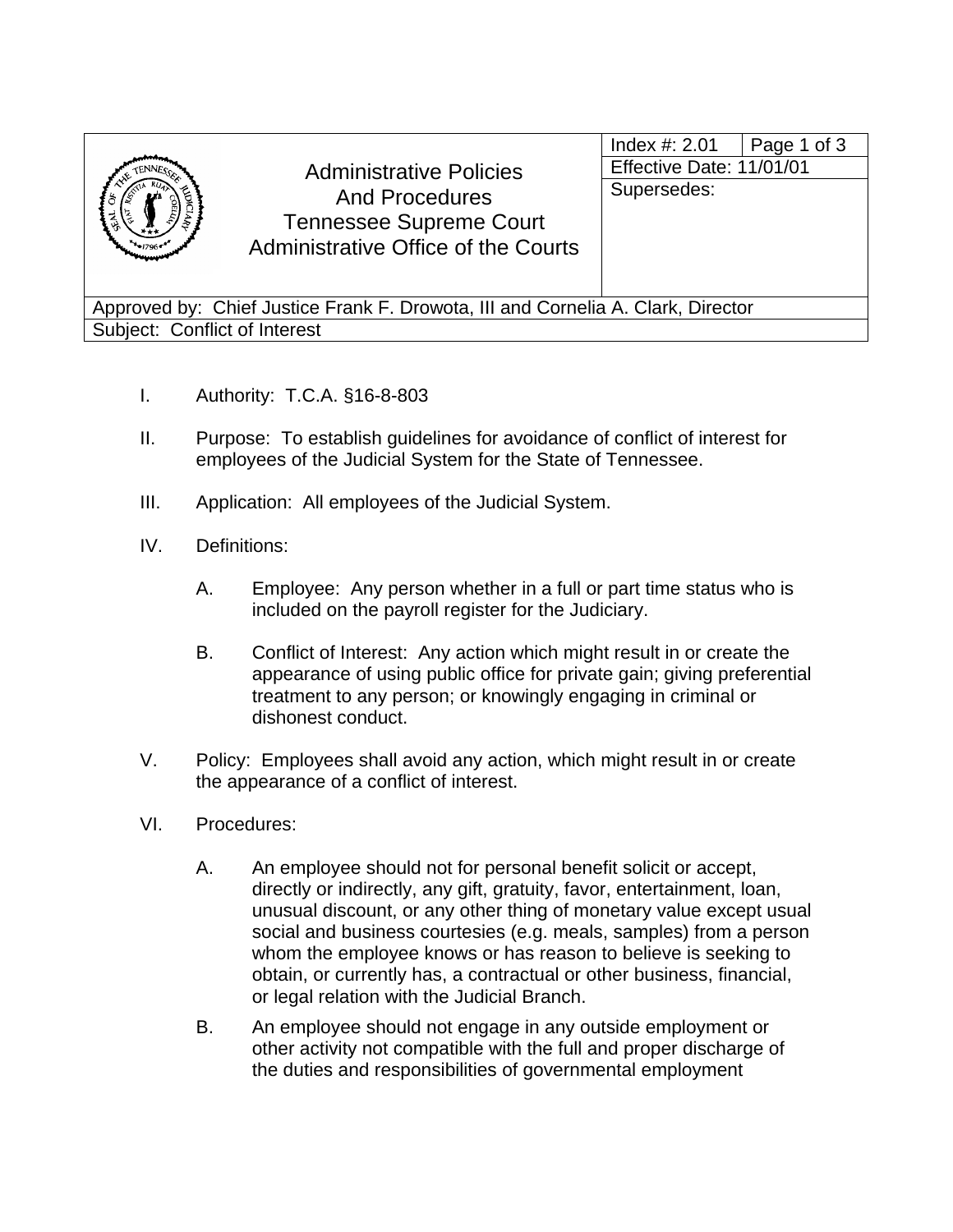| Administrative Policies And Procedures Tennessee Supreme Court Administrative Office of the Courts | Index #: 2.01 | Page 1 of 3 |
| --- | --- | --- |
| | Effective Date: 11/01/01 | |
| | Supersedes: | |
| Approved by: Chief Justice Frank F. Drowota, III and Cornelia A. Clark, Director | | |
| Subject: Conflict of Interest | | |

I. Authority: T.C.A. §16-8-803

II. Purpose: To establish guidelines for avoidance of conflict of interest for employees of the Judicial System for the State of Tennessee.

III. Application: All employees of the Judicial System.

IV. Definitions:

A. Employee: Any person whether in a full or part time status who is included on the payroll register for the Judiciary.

B. Conflict of Interest: Any action which might result in or create the appearance of using public office for private gain; giving preferential treatment to any person; or knowingly engaging in criminal or dishonest conduct.

V. Policy: Employees shall avoid any action, which might result in or create the appearance of a conflict of interest.

VI. Procedures:

A. An employee should not for personal benefit solicit or accept, directly or indirectly, any gift, gratuity, favor, entertainment, loan, unusual discount, or any other thing of monetary value except usual social and business courtesies (e.g. meals, samples) from a person whom the employee knows or has reason to believe is seeking to obtain, or currently has, a contractual or other business, financial, or legal relation with the Judicial Branch.

B. An employee should not engage in any outside employment or other activity not compatible with the full and proper discharge of the duties and responsibilities of governmental employment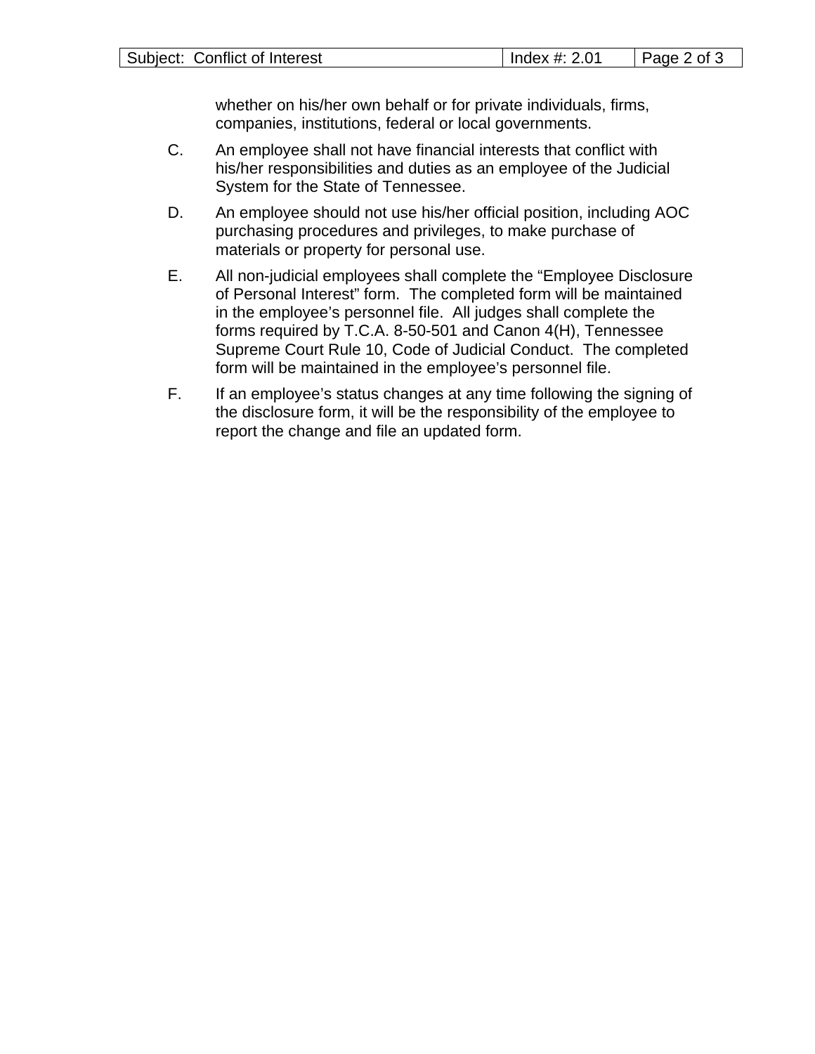whether on his/her own behalf or for private individuals, firms, companies, institutions, federal or local governments.

C. An employee shall not have financial interests that conflict with his/her responsibilities and duties as an employee of the Judicial System for the State of Tennessee.

D. An employee should not use his/her official position, including AOC purchasing procedures and privileges, to make purchase of materials or property for personal use.

E. All non-judicial employees shall complete the “Employee Disclosure of Personal Interest” form. The completed form will be maintained in the employee’s personnel file. All judges shall complete the forms required by T.C.A. 8-50-501 and Canon 4(H), Tennessee Supreme Court Rule 10, Code of Judicial Conduct. The completed form will be maintained in the employee’s personnel file.

F. If an employee’s status changes at any time following the signing of the disclosure form, it will be the responsibility of the employee to report the change and file an updated form.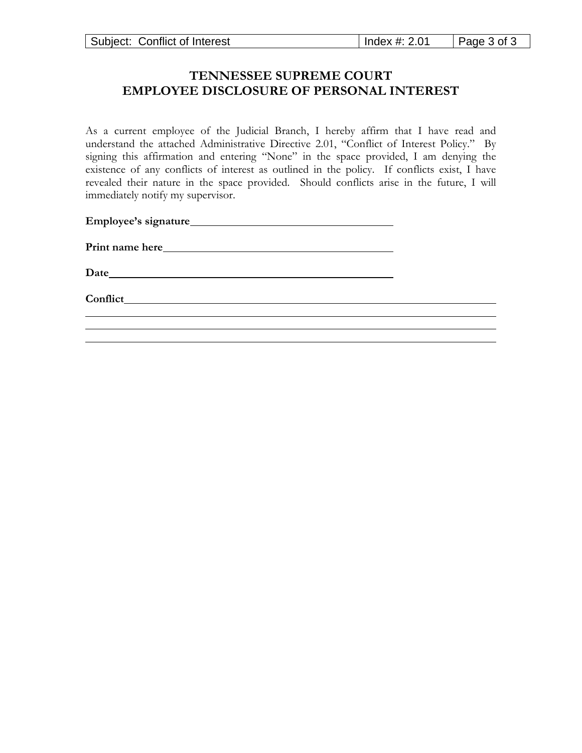# TENNESSEE SUPREME COURT
# EMPLOYEE DISCLOSURE OF PERSONAL INTEREST

As a current employee of the Judicial Branch, I hereby affirm that I have read and understand the attached Administrative Directive 2.01, "Conflict of Interest Policy." By signing this affirmation and entering "None" in the space provided, I am denying the existence of any conflicts of interest as outlined in the policy. If conflicts exist, I have revealed their nature in the space provided. Should conflicts arise in the future, I will immediately notify my supervisor.

**Employee's signature**\_\_\_\_\_\_\_\_\_\_\_\_\_\_\_\_\_\_\_\_\_\_\_\_\_\_\_\_\_\_\_\_\_\_\_\_

**Print name here**\_\_\_\_\_\_\_\_\_\_\_\_\_\_\_\_\_\_\_\_\_\_\_\_\_\_\_\_\_\_\_\_\_\_\_\_\_\_\_\_

**Date**\_\_\_\_\_\_\_\_\_\_\_\_\_\_\_\_\_\_\_\_\_\_\_\_\_\_\_\_\_\_\_\_\_\_\_\_\_\_\_\_\_\_\_\_\_\_\_\_\_\_\_\_

**Conflict**\_\_\_\_\_\_\_\_\_\_\_\_\_\_\_\_\_\_\_\_\_\_\_\_\_\_\_\_\_\_\_\_\_\_\_\_\_\_\_\_\_\_\_\_\_\_\_\_\_\_\_\_\_\_\_\_\_\_\_\_\_\_\_\_\_\_\_\_\_\_\_

\_\_\_\_\_\_\_\_\_\_\_\_\_\_\_\_\_\_\_\_\_\_\_\_\_\_\_\_\_\_\_\_\_\_\_\_\_\_\_\_\_\_\_\_\_\_\_\_\_\_\_\_\_\_\_\_\_\_\_\_\_\_\_\_\_\_\_\_\_\_\_\_\_\_\_\_\_\_\_\_\_

\_\_\_\_\_\_\_\_\_\_\_\_\_\_\_\_\_\_\_\_\_\_\_\_\_\_\_\_\_\_\_\_\_\_\_\_\_\_\_\_\_\_\_\_\_\_\_\_\_\_\_\_\_\_\_\_\_\_\_\_\_\_\_\_\_\_\_\_\_\_\_\_\_\_\_\_\_\_\_\_\_

\_\_\_\_\_\_\_\_\_\_\_\_\_\_\_\_\_\_\_\_\_\_\_\_\_\_\_\_\_\_\_\_\_\_\_\_\_\_\_\_\_\_\_\_\_\_\_\_\_\_\_\_\_\_\_\_\_\_\_\_\_\_\_\_\_\_\_\_\_\_\_\_\_\_\_\_\_\_\_\_\_